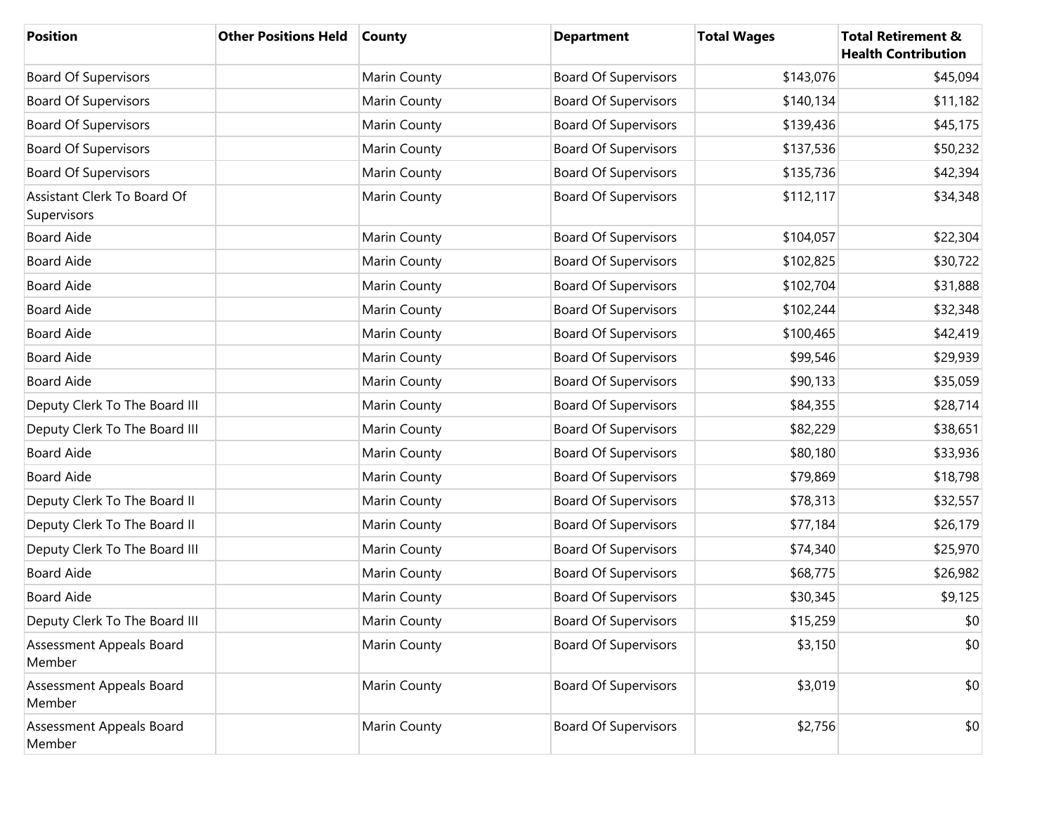| Position | Other Positions Held | County | Department | Total Wages | Total Retirement & Health Contribution |
|---|---|---|---|---|---|
| Board Of Supervisors | | Marin County | Board Of Supervisors | $143,076 | $45,094 |
| Board Of Supervisors | | Marin County | Board Of Supervisors | $140,134 | $11,182 |
| Board Of Supervisors | | Marin County | Board Of Supervisors | $139,436 | $45,175 |
| Board Of Supervisors | | Marin County | Board Of Supervisors | $137,536 | $50,232 |
| Board Of Supervisors | | Marin County | Board Of Supervisors | $135,736 | $42,394 |
| Assistant Clerk To Board Of Supervisors | | Marin County | Board Of Supervisors | $112,117 | $34,348 |
| Board Aide | | Marin County | Board Of Supervisors | $104,057 | $22,304 |
| Board Aide | | Marin County | Board Of Supervisors | $102,825 | $30,722 |
| Board Aide | | Marin County | Board Of Supervisors | $102,704 | $31,888 |
| Board Aide | | Marin County | Board Of Supervisors | $102,244 | $32,348 |
| Board Aide | | Marin County | Board Of Supervisors | $100,465 | $42,419 |
| Board Aide | | Marin County | Board Of Supervisors | $99,546 | $29,939 |
| Board Aide | | Marin County | Board Of Supervisors | $90,133 | $35,059 |
| Deputy Clerk To The Board III | | Marin County | Board Of Supervisors | $84,355 | $28,714 |
| Deputy Clerk To The Board III | | Marin County | Board Of Supervisors | $82,229 | $38,651 |
| Board Aide | | Marin County | Board Of Supervisors | $80,180 | $33,936 |
| Board Aide | | Marin County | Board Of Supervisors | $79,869 | $18,798 |
| Deputy Clerk To The Board II | | Marin County | Board Of Supervisors | $78,313 | $32,557 |
| Deputy Clerk To The Board II | | Marin County | Board Of Supervisors | $77,184 | $26,179 |
| Deputy Clerk To The Board III | | Marin County | Board Of Supervisors | $74,340 | $25,970 |
| Board Aide | | Marin County | Board Of Supervisors | $68,775 | $26,982 |
| Board Aide | | Marin County | Board Of Supervisors | $30,345 | $9,125 |
| Deputy Clerk To The Board III | | Marin County | Board Of Supervisors | $15,259 | $0 |
| Assessment Appeals Board Member | | Marin County | Board Of Supervisors | $3,150 | $0 |
| Assessment Appeals Board Member | | Marin County | Board Of Supervisors | $3,019 | $0 |
| Assessment Appeals Board Member | | Marin County | Board Of Supervisors | $2,756 | $0 |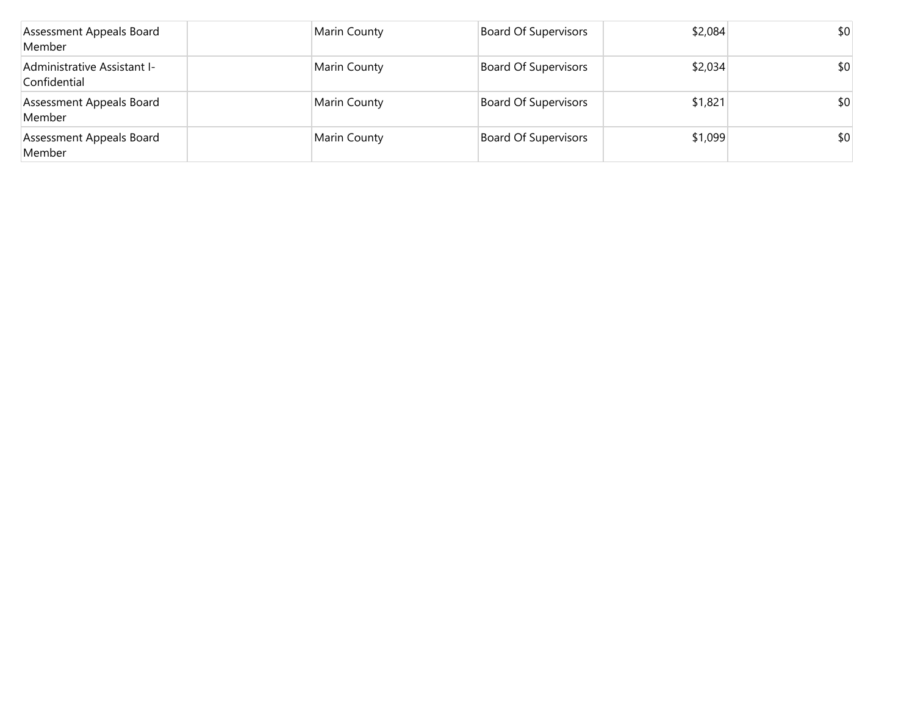| | | | | | |
|---|---|---|---|---|---|
| Assessment Appeals Board Member | | Marin County | Board Of Supervisors | $2,084 | $0 |
| Administrative Assistant I-Confidential | | Marin County | Board Of Supervisors | $2,034 | $0 |
| Assessment Appeals Board Member | | Marin County | Board Of Supervisors | $1,821 | $0 |
| Assessment Appeals Board Member | | Marin County | Board Of Supervisors | $1,099 | $0 |